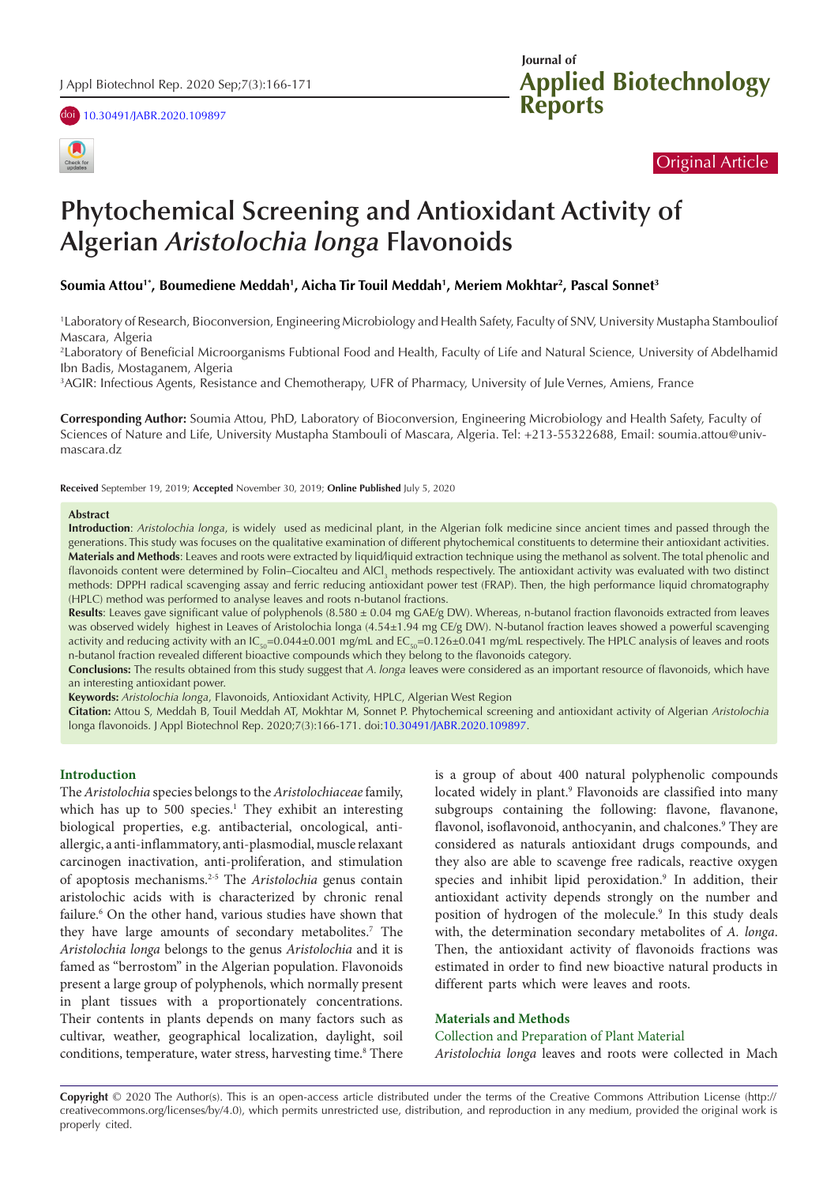Original Article

# Phytochemical Screening and Antioxidant Activity of Algerian *Aristolochia longa* Flavonoids

**Soumia Attou[1*], Boumediene Meddah[1], Aicha Tir Touil Meddah[1], Meriem Mokhtar[2], Pascal Sonnet[3]**

[1]Laboratory of Research, Bioconversion, Engineering Microbiology and Health Safety, Faculty of SNV, University Mustapha Stambouliof Mascara, Algeria

[2]Laboratory of Beneficial Microorganisms Fubtional Food and Health, Faculty of Life and Natural Science, University of Abdelhamid Ibn Badis, Mostaganem, Algeria

[3]AGIR: Infectious Agents, Resistance and Chemotherapy, UFR of Pharmacy, University of Jule Vernes, Amiens, France

**Corresponding Author:** Soumia Attou, PhD, Laboratory of Bioconversion, Engineering Microbiology and Health Safety, Faculty of Sciences of Nature and Life, University Mustapha Stambouli of Mascara, Algeria. Tel: +213-55322688, Email: soumia.attou@univ-mascara.dz

**Received** September 19, 2019; **Accepted** November 30, 2019; **Online Published** July 5, 2020

## Abstract

**Introduction**: *Aristolochia longa*, is widely used as medicinal plant, in the Algerian folk medicine since ancient times and passed through the generations. This study was focuses on the qualitative examination of different phytochemical constituents to determine their antioxidant activities.

**Materials and Methods**: Leaves and roots were extracted by liquid/liquid extraction technique using the methanol as solvent. The total phenolic and flavonoids content were determined by Folin–Ciocalteu and $AlCl_3$ methods respectively. The antioxidant activity was evaluated with two distinct methods: DPPH radical scavenging assay and ferric reducing antioxidant power test (FRAP). Then, the high performance liquid chromatography (HPLC) method was performed to analyse leaves and roots n-butanol fractions.

**Results**: Leaves gave significant value of polyphenols (8.580 ± 0.04 mg GAE/g DW). Whereas, n-butanol fraction flavonoids extracted from leaves was observed widely highest in Leaves of Aristolochia longa (4.54±1.94 mg CE/g DW). N-butanol fraction leaves showed a powerful scavenging activity and reducing activity with an $IC_{50}$=0.044±0.001 mg/mL and $EC_{50}$=0.126±0.041 mg/mL respectively. The HPLC analysis of leaves and roots n-butanol fraction revealed different bioactive compounds which they belong to the flavonoids category.

**Conclusions:** The results obtained from this study suggest that *A. longa* leaves were considered as an important resource of flavonoids, which have an interesting antioxidant power.

**Keywords:** *Aristolochia longa*, Flavonoids, Antioxidant Activity, HPLC, Algerian West Region

**Citation:** Attou S, Meddah B, Touil Meddah AT, Mokhtar M, Sonnet P. Phytochemical screening and antioxidant activity of Algerian *Aristolochia* longa flavonoids. J Appl Biotechnol Rep. 2020;7(3):166-171. doi:10.30491/JABR.2020.109897.

## Introduction

The *Aristolochia* species belongs to the *Aristolochiaceae* family, which has up to 500 species.[1] They exhibit an interesting biological properties, e.g. antibacterial, oncological, anti-allergic, a anti-inflammatory, anti-plasmodial, muscle relaxant carcinogen inactivation, anti-proliferation, and stimulation of apoptosis mechanisms.[2-5] The *Aristolochia* genus contain aristolochic acids with is characterized by chronic renal failure.[6] On the other hand, various studies have shown that they have large amounts of secondary metabolites.[7] The *Aristolochia longa* belongs to the genus *Aristolochia* and it is famed as "berrostom" in the Algerian population. Flavonoids present a large group of polyphenols, which normally present in plant tissues with a proportionately concentrations. Their contents in plants depends on many factors such as cultivar, weather, geographical localization, daylight, soil conditions, temperature, water stress, harvesting time.[8] There is a group of about 400 natural polyphenolic compounds located widely in plant.[9] Flavonoids are classified into many subgroups containing the following: flavone, flavanone, flavonol, isoflavonoid, anthocyanin, and chalcones.[9] They are considered as naturals antioxidant drugs compounds, and they also are able to scavenge free radicals, reactive oxygen species and inhibit lipid peroxidation.[9] In addition, their antioxidant activity depends strongly on the number and position of hydrogen of the molecule.[9] In this study deals with, the determination secondary metabolites of *A. longa*. Then, the antioxidant activity of flavonoids fractions was estimated in order to find new bioactive natural products in different parts which were leaves and roots.

## Materials and Methods

### Collection and Preparation of Plant Material

*Aristolochia longa* leaves and roots were collected in Mach

**Copyright** © 2020 The Author(s). This is an open-access article distributed under the terms of the Creative Commons Attribution License (http://creativecommons.org/licenses/by/4.0), which permits unrestricted use, distribution, and reproduction in any medium, provided the original work is properly cited.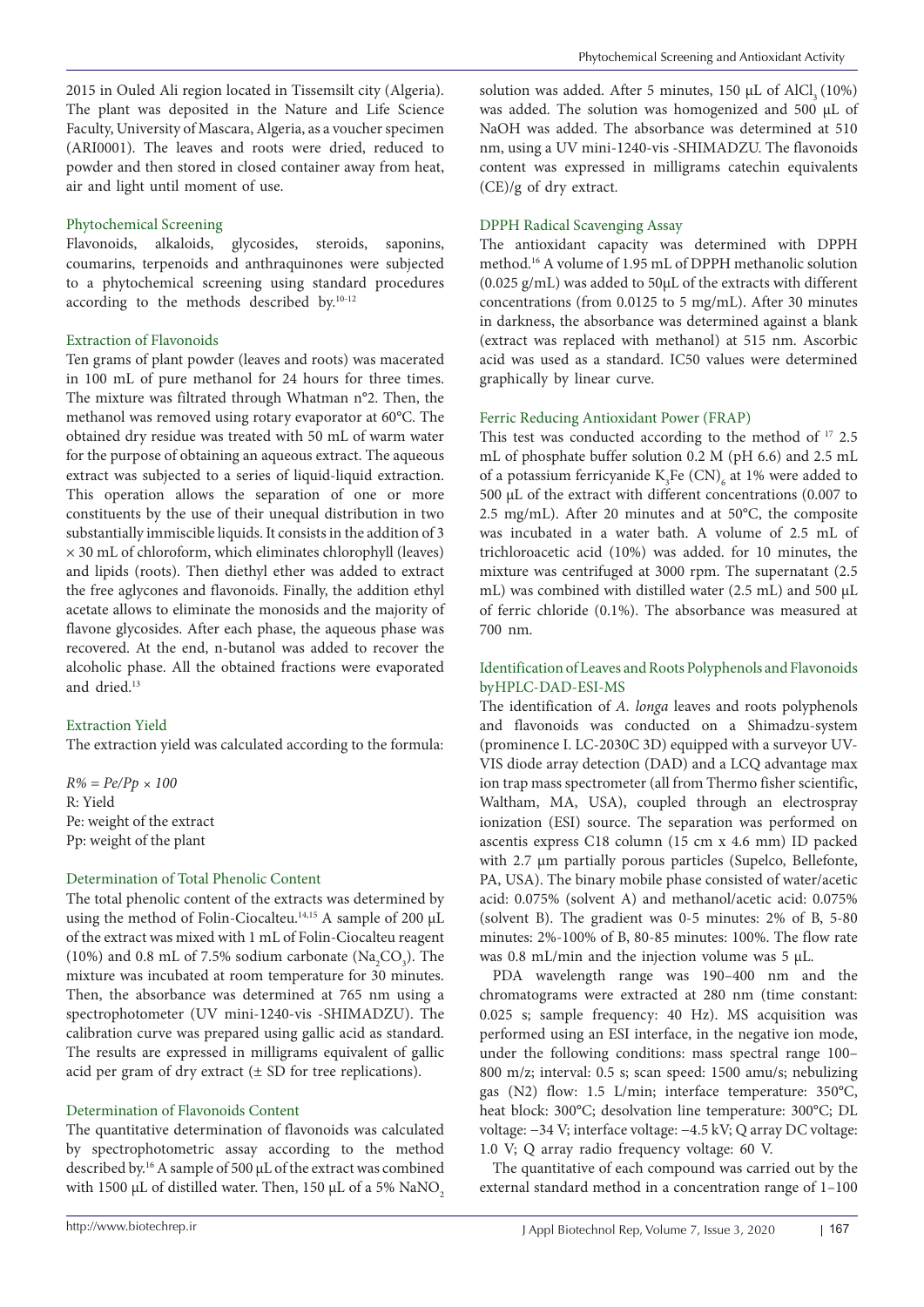2015 in Ouled Ali region located in Tissemsilt city (Algeria). The plant was deposited in the Nature and Life Science Faculty, University of Mascara, Algeria, as a voucher specimen (ARI0001). The leaves and roots were dried, reduced to powder and then stored in closed container away from heat, air and light until moment of use.

### Phytochemical Screening

Flavonoids, alkaloids, glycosides, steroids, saponins, coumarins, terpenoids and anthraquinones were subjected to a phytochemical screening using standard procedures according to the methods described by.[10-12]

### Extraction of Flavonoids

Ten grams of plant powder (leaves and roots) was macerated in 100 mL of pure methanol for 24 hours for three times. The mixture was filtrated through Whatman n°2. Then, the methanol was removed using rotary evaporator at 60°C. The obtained dry residue was treated with 50 mL of warm water for the purpose of obtaining an aqueous extract. The aqueous extract was subjected to a series of liquid-liquid extraction. This operation allows the separation of one or more constituents by the use of their unequal distribution in two substantially immiscible liquids. It consists in the addition of 3 × 30 mL of chloroform, which eliminates chlorophyll (leaves) and lipids (roots). Then diethyl ether was added to extract the free aglycones and flavonoids. Finally, the addition ethyl acetate allows to eliminate the monosids and the majority of flavone glycosides. After each phase, the aqueous phase was recovered. At the end, n-butanol was added to recover the alcoholic phase. All the obtained fractions were evaporated and dried.[13]

### Extraction Yield

The extraction yield was calculated according to the formula:

$$R\% = Pe/Pp \times 100$$

R: Yield
Pe: weight of the extract
Pp: weight of the plant

### Determination of Total Phenolic Content

The total phenolic content of the extracts was determined by using the method of Folin-Ciocalteu.[14,15] A sample of 200 µL of the extract was mixed with 1 mL of Folin-Ciocalteu reagent (10%) and 0.8 mL of 7.5% sodium carbonate ($Na_2CO_3$). The mixture was incubated at room temperature for 30 minutes. Then, the absorbance was determined at 765 nm using a spectrophotometer (UV mini-1240-vis -SHIMADZU). The calibration curve was prepared using gallic acid as standard. The results are expressed in milligrams equivalent of gallic acid per gram of dry extract (± SD for tree replications).

### Determination of Flavonoids Content

The quantitative determination of flavonoids was calculated by spectrophotometric assay according to the method described by.[16] A sample of 500 µL of the extract was combined with 1500 µL of distilled water. Then, 150 µL of a 5% $NaNO_2$ solution was added. After 5 minutes, 150 µL of $AlCl_3$ (10%) was added. The solution was homogenized and 500 µL of NaOH was added. The absorbance was determined at 510 nm, using a UV mini-1240-vis -SHIMADZU. The flavonoids content was expressed in milligrams catechin equivalents (CE)/g of dry extract.

### DPPH Radical Scavenging Assay

The antioxidant capacity was determined with DPPH method.[16] A volume of 1.95 mL of DPPH methanolic solution (0.025 g/mL) was added to 50µL of the extracts with different concentrations (from 0.0125 to 5 mg/mL). After 30 minutes in darkness, the absorbance was determined against a blank (extract was replaced with methanol) at 515 nm. Ascorbic acid was used as a standard. IC50 values were determined graphically by linear curve.

### Ferric Reducing Antioxidant Power (FRAP)

This test was conducted according to the method of [17] 2.5 mL of phosphate buffer solution 0.2 M (pH 6.6) and 2.5 mL of a potassium ferricyanide $K_3Fe\ (CN)_6$ at 1% were added to 500 µL of the extract with different concentrations (0.007 to 2.5 mg/mL). After 20 minutes and at 50°C, the composite was incubated in a water bath. A volume of 2.5 mL of trichloroacetic acid (10%) was added. for 10 minutes, the mixture was centrifuged at 3000 rpm. The supernatant (2.5 mL) was combined with distilled water (2.5 mL) and 500 µL of ferric chloride (0.1%). The absorbance was measured at 700 nm.

### Identification of Leaves and Roots Polyphenols and Flavonoids byHPLC-DAD-ESI-MS

The identification of *A. longa* leaves and roots polyphenols and flavonoids was conducted on a Shimadzu-system (prominence I. LC-2030C 3D) equipped with a surveyor UV-VIS diode array detection (DAD) and a LCQ advantage max ion trap mass spectrometer (all from Thermo fisher scientific, Waltham, MA, USA), coupled through an electrospray ionization (ESI) source. The separation was performed on ascentis express C18 column (15 cm x 4.6 mm) ID packed with 2.7 µm partially porous particles (Supelco, Bellefonte, PA, USA). The binary mobile phase consisted of water/acetic acid: 0.075% (solvent A) and methanol/acetic acid: 0.075% (solvent B). The gradient was 0-5 minutes: 2% of B, 5-80 minutes: 2%-100% of B, 80-85 minutes: 100%. The flow rate was 0.8 mL/min and the injection volume was 5 µL.

PDA wavelength range was 190–400 nm and the chromatograms were extracted at 280 nm (time constant: 0.025 s; sample frequency: 40 Hz). MS acquisition was performed using an ESI interface, in the negative ion mode, under the following conditions: mass spectral range 100–800 m/z; interval: 0.5 s; scan speed: 1500 amu/s; nebulizing gas ($N_2$) flow: 1.5 L/min; interface temperature: 350°C, heat block: 300°C; desolvation line temperature: 300°C; DL voltage: −34 V; interface voltage: −4.5 kV; Q array DC voltage: 1.0 V; Q array radio frequency voltage: 60 V.

The quantitative of each compound was carried out by the external standard method in a concentration range of 1–100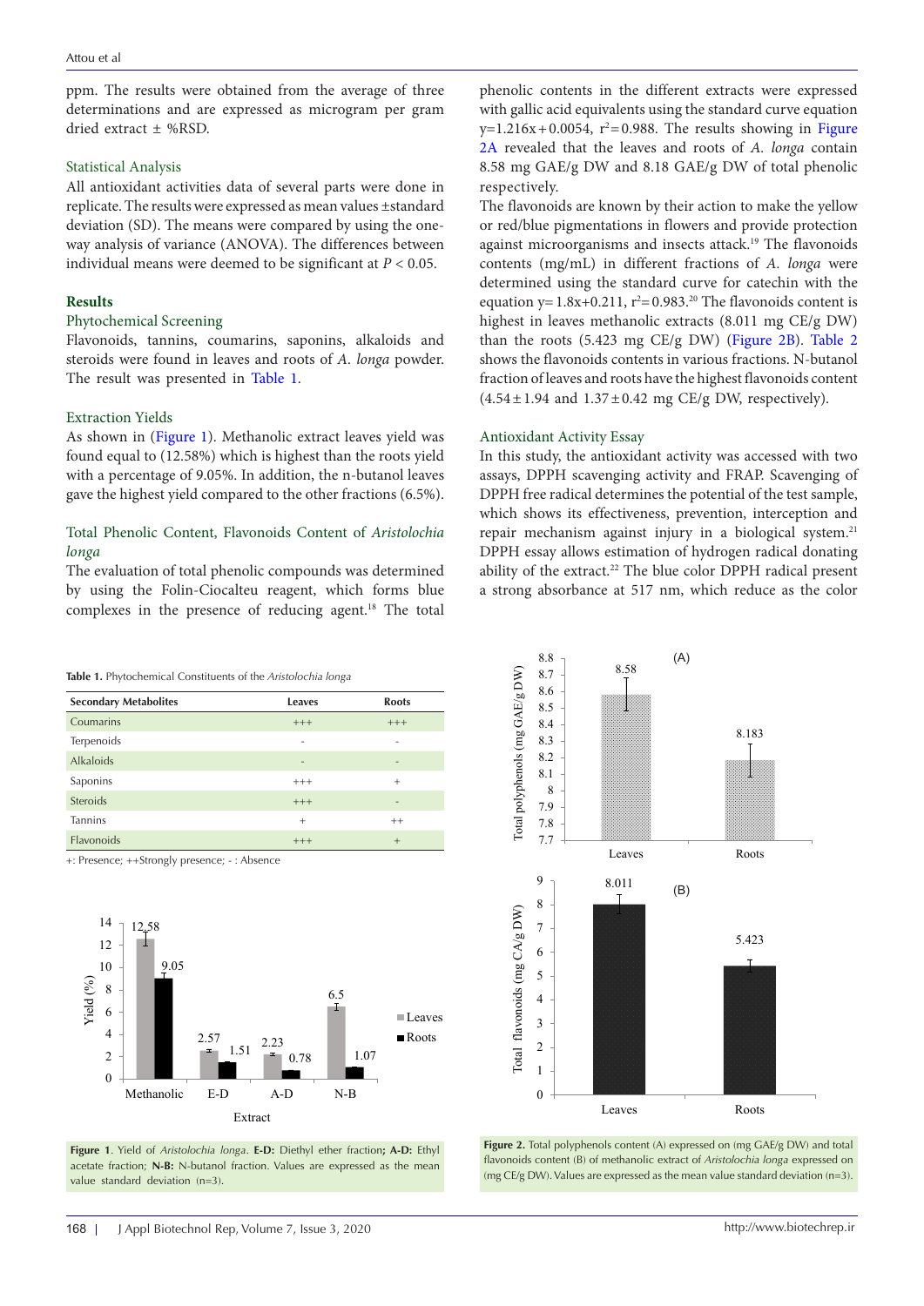ppm. The results were obtained from the average of three determinations and are expressed as microgram per gram dried extract ± %RSD.

### Statistical Analysis

All antioxidant activities data of several parts were done in replicate. The results were expressed as mean values ±standard deviation (SD). The means were compared by using the one-way analysis of variance (ANOVA). The differences between individual means were deemed to be significant at $P < 0.05$.

## Results

### Phytochemical Screening

Flavonoids, tannins, coumarins, saponins, alkaloids and steroids were found in leaves and roots of *A. longa* powder. The result was presented in Table 1.

### Extraction Yields

As shown in (Figure 1). Methanolic extract leaves yield was found equal to (12.58%) which is highest than the roots yield with a percentage of 9.05%. In addition, the n-butanol leaves gave the highest yield compared to the other fractions (6.5%).

### Total Phenolic Content, Flavonoids Content of *Aristolochia longa*

The evaluation of total phenolic compounds was determined by using the Folin-Ciocalteu reagent, which forms blue complexes in the presence of reducing agent.[18] The total phenolic contents in the different extracts were expressed with gallic acid equivalents using the standard curve equation $y=1.216x+0.0054$, $r^2=0.988$. The results showing in Figure 2A revealed that the leaves and roots of *A. longa* contain 8.58 mg GAE/g DW and 8.18 GAE/g DW of total phenolic respectively.

The flavonoids are known by their action to make the yellow or red/blue pigmentations in flowers and provide protection against microorganisms and insects attack.[19] The flavonoids contents (mg/mL) in different fractions of *A. longa* were determined using the standard curve for catechin with the equation $y=1.8x+0.211$, $r^2=0.983$.[20] The flavonoids content is highest in leaves methanolic extracts (8.011 mg CE/g DW) than the roots (5.423 mg CE/g DW) (Figure 2B). Table 2 shows the flavonoids contents in various fractions. N-butanol fraction of leaves and roots have the highest flavonoids content (4.54±1.94 and 1.37±0.42 mg CE/g DW, respectively).

### Antioxidant Activity Essay

In this study, the antioxidant activity was accessed with two assays, DPPH scavenging activity and FRAP. Scavenging of DPPH free radical determines the potential of the test sample, which shows its effectiveness, prevention, interception and repair mechanism against injury in a biological system.[21] DPPH essay allows estimation of hydrogen radical donating ability of the extract.[22] The blue color DPPH radical present a strong absorbance at 517 nm, which reduce as the color

**Table 1.** Phytochemical Constituents of the *Aristolochia longa*

| Secondary Metabolites | Leaves | Roots |
|---|---|---|
| Coumarins | +++ | +++ |
| Terpenoids | - | - |
| Alkaloids | - | - |
| Saponins | +++ | + |
| Steroids | +++ | - |
| Tannins | + | ++ |
| Flavonoids | +++ | + |

+: Presence; ++Strongly presence; - : Absence

**Figure 1**. Yield of *Aristolochia longa*. **E-D:** Diethyl ether fraction**; A-D:** Ethyl acetate fraction; **N-B:** N-butanol fraction. Values are expressed as the mean value standard deviation (n=3).

**Figure 2.** Total polyphenols content (A) expressed on (mg GAE/g DW) and total flavonoids content (B) of methanolic extract of *Aristolochia longa* expressed on (mg CE/g DW). Values are expressed as the mean value standard deviation (n=3).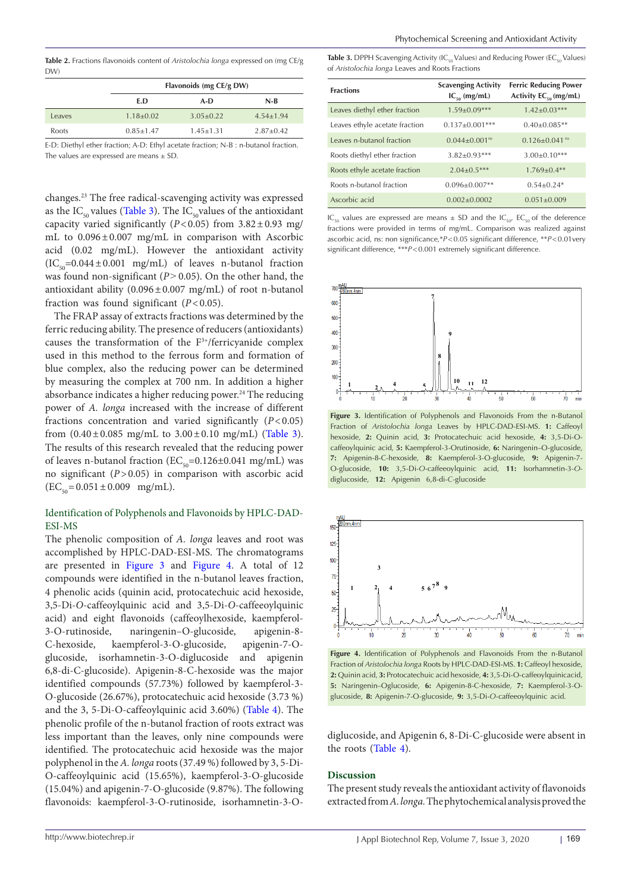**Table 2.** Fractions flavonoids content of *Aristolochia longa* expressed on (mg CE/g DW)

| | Flavonoids (mg CE/g DW) | | |
|---|---|---|---|
| | E.D | A-D | N-B |
| Leaves | 1.18±0.02 | 3.05±0.22 | 4.54±1.94 |
| Roots | 0.85±1.47 | 1.45±1.31 | 2.87±0.42 |

E-D: Diethyl ether fraction; A-D: Ethyl acetate fraction; N-B : n-butanol fraction. The values are expressed are means ± SD.

changes.[23] The free radical-scavenging activity was expressed as the $IC_{50}$ values (Table 3). The $IC_{50}$ values of the antioxidant capacity varied significantly ($P<0.05$) from 3.82 ± 0.93 mg/mL to 0.096 ± 0.007 mg/mL in comparison with Ascorbic acid (0.02 mg/mL). However the antioxidant activity ($IC_{50}$=0.044 ± 0.001 mg/mL) of leaves n-butanol fraction was found non-significant ($P>0.05$). On the other hand, the antioxidant ability (0.096 ± 0.007 mg/mL) of root n-butanol fraction was found significant ($P<0.05$).

The FRAP assay of extracts fractions was determined by the ferric reducing ability. The presence of reducers (antioxidants) causes the transformation of the $F^{3+}$/ferricyanide complex used in this method to the ferrous form and formation of blue complex, also the reducing power can be determined by measuring the complex at 700 nm. In addition a higher absorbance indicates a higher reducing power.[24] The reducing power of *A. longa* increased with the increase of different fractions concentration and varied significantly ($P<0.05$) from (0.40 ± 0.085 mg/mL to 3.00 ± 0.10 mg/mL) (Table 3). The results of this research revealed that the reducing power of leaves n-butanol fraction ($EC_{50}$=0.126±0.041 mg/mL) was no significant ($P>0.05$) in comparison with ascorbic acid ($EC_{50}$ = 0.051 ± 0.009 mg/mL).

### Identification of Polyphenols and Flavonoids by HPLC-DAD-ESI-MS

The phenolic composition of *A. longa* leaves and root was accomplished by HPLC-DAD-ESI-MS. The chromatograms are presented in Figure 3 and Figure 4. A total of 12 compounds were identified in the n-butanol leaves fraction, 4 phenolic acids (quinin acid, protocatechuic acid hexoside, 3,5-Di-*O*-caffeoylquinic acid and 3,5-Di-*O*-caffeeoylquinic acid) and eight flavonoids (caffeoylhexoside, kaempferol-3-O-rutinoside, naringenin–O-glucoside, apigenin-8-C-hexoside, kaempferol-3-O-glucoside, apigenin-7-O-glucoside, isorhamnetin-3-O-diglucoside and apigenin 6,8-di-C-glucoside). Apigenin-8-C-hexoside was the major identified compounds (57.73%) followed by kaempferol-3-O-glucoside (26.67%), protocatechuic acid hexoside (3.73 %) and the 3, 5-Di-O-caffeoylquinic acid 3.60%) (Table 4). The phenolic profile of the n-butanol fraction of roots extract was less important than the leaves, only nine compounds were identified. The protocatechuic acid hexoside was the major polyphenol in the *A. longa* roots (37.49 %) followed by 3, 5-Di-O-caffeoylquinic acid (15.65%), kaempferol-3-O-glucoside (15.04%) and apigenin-7-O-glucoside (9.87%). The following flavonoids: kaempferol-3-O-rutinoside, isorhamnetin-3-O-diglucoside, and Apigenin 6, 8-Di-C-glucoside were absent in the roots (Table 4).

**Table 3.** DPPH Scavenging Activity ($IC_{50}$ Values) and Reducing Power ($EC_{50}$ Values) of *Aristolochia longa* Leaves and Roots Fractions

| Fractions | Scavenging Activity $IC_{50}$ (mg/mL) | Ferric Reducing Power Activity $EC_{50}$ (mg/mL) |
|---|---|---|
| Leaves diethyl ether fraction | 1.59±0.09*** | 1.42±0.03*** |
| Leaves ethyle acetate fraction | 0.137±0.001*** | 0.40±0.085** |
| Leaves n-butanol fraction | 0.044±0.001 ns | 0.126±0.041 ns |
| Roots diethyl ether fraction | 3.82±0.93*** | 3.00±0.10*** |
| Roots ethyle acetate fraction | 2.04±0.5*** | 1.769±0.4** |
| Roots n-butanol fraction | 0.096±0.007** | 0.54±0.24* |
| Ascorbic acid | 0.002±0.0002 | 0.051±0.009 |

$IC_{50}$ values are expressed are means ± SD and the $IC_{50}$, $EC_{50}$ of the deference fractions were provided in terms of mg/mL. Comparison was realized against ascorbic acid, ns: non significance,*$P<0.05$ significant difference, **$P<0.01$very significant difference, ***$P<0.001$ extremely significant difference.

**Figure 3.** Identification of Polyphenols and Flavonoids From the n-Butanol Fraction of *Aristolochia longa* Leaves by HPLC-DAD-ESI-MS. **1:** Caffeoyl hexoside, **2:** Quinin acid, **3:** Protocatechuic acid hexoside, **4:** 3,5-Di-O-caffeoylquinic acid, **5:** Kaempferol-3-O-rutinoside, **6:** Naringenin–O-glucoside, **7:** Apigenin-8-C-hexoside, **8:** Kaempferol-3-O-glucoside, **9:** Apigenin-7-O-glucoside, **10:** 3,5-Di-*O*-caffeoylquinic acid, **11:** Isorhamnetin-3-*O*-diglucoside, **12:** Apigenin 6,8-di-*C*-glucoside

**Figure 4.** Identification of Polyphenols and Flavonoids From the n-Butanol Fraction of *Aristolochia longa* Roots by HPLC-DAD-ESI-MS. **1:** Caffeoyl hexoside, **2:** Quinin acid, **3:** Protocatechuic acid hexoside, **4:** 3,5-Di-O-caffeoylquinicacid, **5:** Naringenin–O-glucoside, **6:** Apigenin-8-C-hexoside, **7:** Kaempferol-3-O-glucoside, **8:** Apigenin-7-O-glucoside, **9:** 3,5-Di-*O*-caffeeoylquinic acid.

## Discussion

The present study reveals the antioxidant activity of flavonoids extracted from *A. longa*. The phytochemical analysis proved the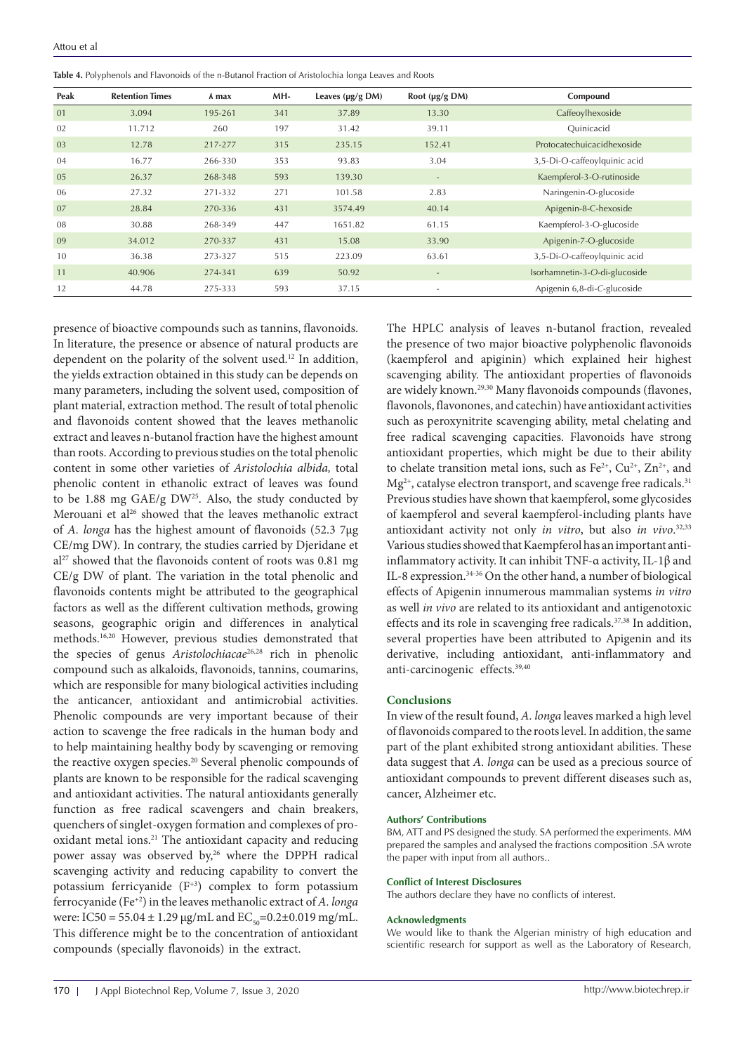**Table 4.** Polyphenols and Flavonoids of the n-Butanol Fraction of Aristolochia longa Leaves and Roots

| Peak | Retention Times | λ max | MH- | Leaves (µg/g DM) | Root (µg/g DM) | Compound |
|---|---|---|---|---|---|---|
| 01 | 3.094 | 195-261 | 341 | 37.89 | 13.30 | Caffeoylhexoside |
| 02 | 11.712 | 260 | 197 | 31.42 | 39.11 | Quinicacid |
| 03 | 12.78 | 217-277 | 315 | 235.15 | 152.41 | Protocatechuicacidhexoside |
| 04 | 16.77 | 266-330 | 353 | 93.83 | 3.04 | 3,5-Di-O-caffeoylquinic acid |
| 05 | 26.37 | 268-348 | 593 | 139.30 | - | Kaempferol-3-O-rutinoside |
| 06 | 27.32 | 271-332 | 271 | 101.58 | 2.83 | Naringenin-O-glucoside |
| 07 | 28.84 | 270-336 | 431 | 3574.49 | 40.14 | Apigenin-8-C-hexoside |
| 08 | 30.88 | 268-349 | 447 | 1651.82 | 61.15 | Kaempferol-3-O-glucoside |
| 09 | 34.012 | 270-337 | 431 | 15.08 | 33.90 | Apigenin-7-O-glucoside |
| 10 | 36.38 | 273-327 | 515 | 223.09 | 63.61 | 3,5-Di-*O*-caffeoylquinic acid |
| 11 | 40.906 | 274-341 | 639 | 50.92 | - | Isorhamnetin-3-*O*-di-glucoside |
| 12 | 44.78 | 275-333 | 593 | 37.15 | - | Apigenin 6,8-di-C-glucoside |

presence of bioactive compounds such as tannins, flavonoids. In literature, the presence or absence of natural products are dependent on the polarity of the solvent used.[12] In addition, the yields extraction obtained in this study can be depends on many parameters, including the solvent used, composition of plant material, extraction method. The result of total phenolic and flavonoids content showed that the leaves methanolic extract and leaves n-butanol fraction have the highest amount than roots. According to previous studies on the total phenolic content in some other varieties of *Aristolochia albida,* total phenolic content in ethanolic extract of leaves was found to be 1.88 mg GAE/g DW[25]. Also, the study conducted by Merouani et al[26] showed that the leaves methanolic extract of *A. longa* has the highest amount of flavonoids (52.3 7µg CE/mg DW). In contrary, the studies carried by Djeridane et al[27] showed that the flavonoids content of roots was 0.81 mg CE/g DW of plant. The variation in the total phenolic and flavonoids contents might be attributed to the geographical factors as well as the different cultivation methods, growing seasons, geographic origin and differences in analytical methods.[16,20] However, previous studies demonstrated that the species of genus *Aristolochiacae*[26,28] rich in phenolic compound such as alkaloids, flavonoids, tannins, coumarins, which are responsible for many biological activities including the anticancer, antioxidant and antimicrobial activities. Phenolic compounds are very important because of their action to scavenge the free radicals in the human body and to help maintaining healthy body by scavenging or removing the reactive oxygen species.[20] Several phenolic compounds of plants are known to be responsible for the radical scavenging and antioxidant activities. The natural antioxidants generally function as free radical scavengers and chain breakers, quenchers of singlet-oxygen formation and complexes of pro-oxidant metal ions.[21] The antioxidant capacity and reducing power assay was observed by,[26] where the DPPH radical scavenging activity and reducing capability to convert the potassium ferricyanide ($F^{+3}$) complex to form potassium ferrocyanide ($Fe^{+2}$) in the leaves methanolic extract of *A. longa* were: IC50 = 55.04 ± 1.29 µg/mL and $EC_{50}$=0.2±0.019 mg/mL. This difference might be to the concentration of antioxidant compounds (specially flavonoids) in the extract.

The HPLC analysis of leaves n-butanol fraction, revealed the presence of two major bioactive polyphenolic flavonoids (kaempferol and apiginin) which explained heir highest scavenging ability. The antioxidant properties of flavonoids are widely known.[29,30] Many flavonoids compounds (flavones, flavonols, flavonones, and catechin) have antioxidant activities such as peroxynitrite scavenging ability, metal chelating and free radical scavenging capacities. Flavonoids have strong antioxidant properties, which might be due to their ability to chelate transition metal ions, such as $Fe^{2+}$, $Cu^{2+}$, $Zn^{2+}$, and $Mg^{2+}$, catalyse electron transport, and scavenge free radicals.[31] Previous studies have shown that kaempferol, some glycosides of kaempferol and several kaempferol-including plants have antioxidant activity not only *in vitro*, but also *in vivo*.[32,33] Various studies showed that Kaempferol has an important anti-inflammatory activity. It can inhibit TNF-α activity, IL-1β and IL-8 expression.[34-36] On the other hand, a number of biological effects of Apigenin innumerous mammalian systems *in vitro* as well *in vivo* are related to its antioxidant and antigenotoxic effects and its role in scavenging free radicals.[37,38] In addition, several properties have been attributed to Apigenin and its derivative, including antioxidant, anti-inflammatory and anti-carcinogenic effects.[39,40]

## Conclusions

In view of the result found, *A. longa* leaves marked a high level of flavonoids compared to the roots level. In addition, the same part of the plant exhibited strong antioxidant abilities. These data suggest that *A. longa* can be used as a precious source of antioxidant compounds to prevent different diseases such as, cancer, Alzheimer etc.

### Authors' Contributions

BM, ATT and PS designed the study. SA performed the experiments. MM prepared the samples and analysed the fractions composition .SA wrote the paper with input from all authors..

### Conflict of Interest Disclosures

The authors declare they have no conflicts of interest.

### Acknowledgments

We would like to thank the Algerian ministry of high education and scientific research for support as well as the Laboratory of Research,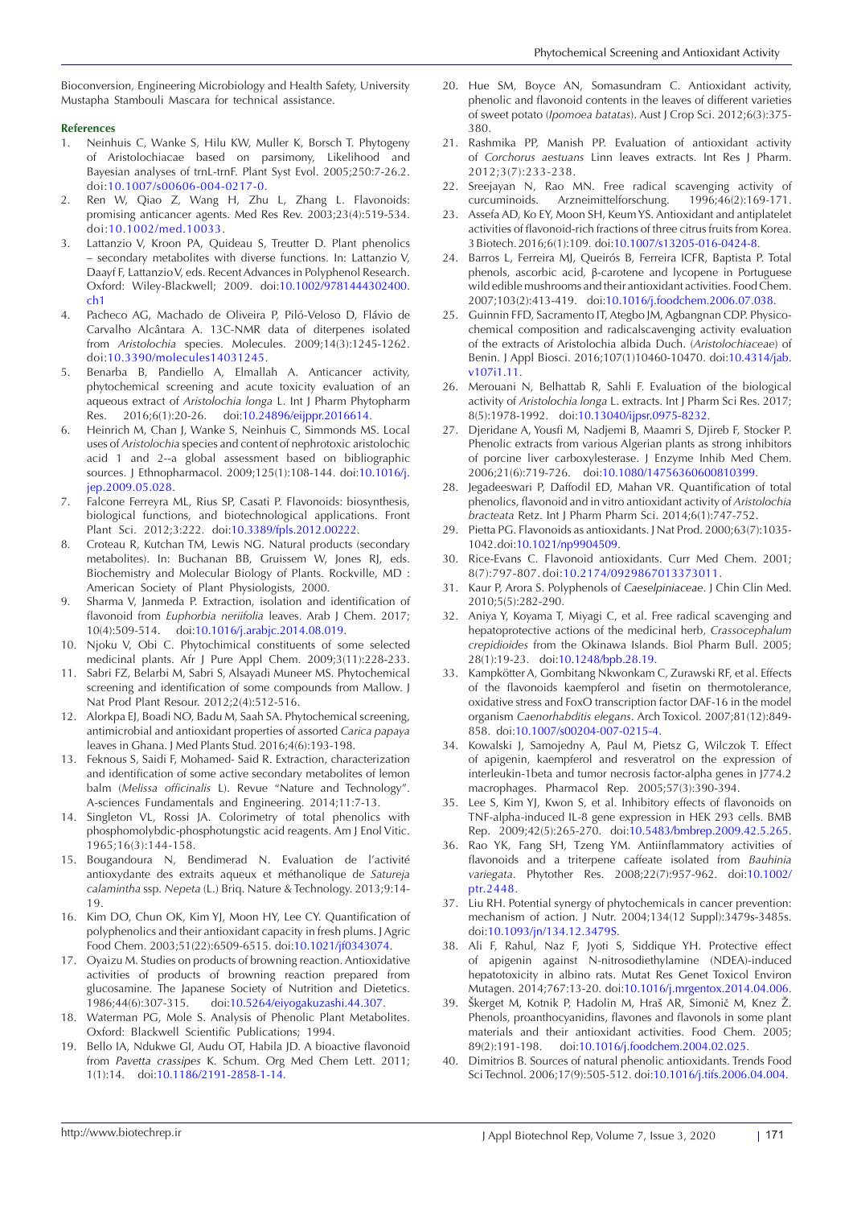Bioconversion, Engineering Microbiology and Health Safety, University Mustapha Stambouli Mascara for technical assistance.

**References**

1. Neinhuis C, Wanke S, Hilu KW, Muller K, Borsch T. Phytogeny of Aristolochiaceae based on parsimony, Likelihood and Bayesian analyses of trnL-trnF. Plant Syst Evol. 2005;250:7-26.2. doi:10.1007/s00606-004-0217-0.
2. Ren W, Qiao Z, Wang H, Zhu L, Zhang L. Flavonoids: promising anticancer agents. Med Res Rev. 2003;23(4):519-534. doi:10.1002/med.10033.
3. Lattanzio V, Kroon PA, Quideau S, Treutter D. Plant phenolics – secondary metabolites with diverse functions. In: Lattanzio V, Daayf F, Lattanzio V, eds. Recent Advances in Polyphenol Research. Oxford: Wiley-Blackwell; 2009. doi:10.1002/9781444302400.ch1
4. Pacheco AG, Machado de Oliveira P, Piló-Veloso D, Flávio de Carvalho Alcântara A. 13C-NMR data of diterpenes isolated from *Aristolochia* species. Molecules. 2009;14(3):1245-1262. doi:10.3390/molecules14031245.
5. Benarba B, Pandiello A, Elmallah A. Anticancer activity, phytochemical screening and acute toxicity evaluation of an aqueous extract of *Aristolochia longa* L. Int J Pharm Phytopharm Res. 2016;6(1):20-26. doi:10.24896/eijppr.2016614.
6. Heinrich M, Chan J, Wanke S, Neinhuis C, Simmonds MS. Local uses of *Aristolochia* species and content of nephrotoxic aristolochic acid 1 and 2--a global assessment based on bibliographic sources. J Ethnopharmacol. 2009;125(1):108-144. doi:10.1016/j.jep.2009.05.028.
7. Falcone Ferreyra ML, Rius SP, Casati P. Flavonoids: biosynthesis, biological functions, and biotechnological applications. Front Plant Sci. 2012;3:222. doi:10.3389/fpls.2012.00222.
8. Croteau R, Kutchan TM, Lewis NG. Natural products (secondary metabolites). In: Buchanan BB, Gruissem W, Jones RJ, eds. Biochemistry and Molecular Biology of Plants. Rockville, MD : American Society of Plant Physiologists, 2000.
9. Sharma V, Janmeda P. Extraction, isolation and identification of flavonoid from *Euphorbia neriifolia* leaves. Arab J Chem. 2017; 10(4):509-514. doi:10.1016/j.arabjc.2014.08.019.
10. Njoku V, Obi C. Phytochimical constituents of some selected medicinal plants. Afr J Pure Appl Chem. 2009;3(11):228-233.
11. Sabri FZ, Belarbi M, Sabri S, Alsayadi Muneer MS. Phytochemical screening and identification of some compounds from Mallow. J Nat Prod Plant Resour. 2012;2(4):512-516.
12. Alorkpa EJ, Boadi NO, Badu M, Saah SA. Phytochemical screening, antimicrobial and antioxidant properties of assorted *Carica papaya* leaves in Ghana. J Med Plants Stud. 2016;4(6):193-198.
13. Feknous S, Saidi F, Mohamed- Said R. Extraction, characterization and identification of some active secondary metabolites of lemon balm (*Melissa officinalis* L). Revue "Nature and Technology". A-sciences Fundamentals and Engineering. 2014;11:7-13.
14. Singleton VL, Rossi JA. Colorimetry of total phenolics with phosphomolybdic-phosphotungstic acid reagents. Am J Enol Vitic. 1965;16(3):144-158.
15. Bougandoura N, Bendimerad N. Evaluation de l'activité antioxydante des extraits aqueux et méthanolique de *Satureja calamintha* ssp. *Nepeta* (L.) Briq. Nature & Technology. 2013;9:14-19.
16. Kim DO, Chun OK, Kim YJ, Moon HY, Lee CY. Quantification of polyphenolics and their antioxidant capacity in fresh plums. J Agric Food Chem. 2003;51(22):6509-6515. doi:10.1021/jf0343074.
17. Oyaizu M. Studies on products of browning reaction. Antioxidative activities of products of browning reaction prepared from glucosamine. The Japanese Society of Nutrition and Dietetics. 1986;44(6):307-315. doi:10.5264/eiyogakuzashi.44.307.
18. Waterman PG, Mole S. Analysis of Phenolic Plant Metabolites. Oxford: Blackwell Scientific Publications; 1994.
19. Bello IA, Ndukwe GI, Audu OT, Habila JD. A bioactive flavonoid from *Pavetta crassipes* K. Schum. Org Med Chem Lett. 2011; 1(1):14. doi:10.1186/2191-2858-1-14.
20. Hue SM, Boyce AN, Somasundram C. Antioxidant activity, phenolic and flavonoid contents in the leaves of different varieties of sweet potato (*Ipomoea batatas*). Aust J Crop Sci. 2012;6(3):375-380.
21. Rashmika PP, Manish PP. Evaluation of antioxidant activity of *Corchorus aestuans* Linn leaves extracts. Int Res J Pharm. 2012;3(7):233-238.
22. Sreejayan N, Rao MN. Free radical scavenging activity of curcuminoids. Arzneimittelforschung. 1996;46(2):169-171.
23. Assefa AD, Ko EY, Moon SH, Keum YS. Antioxidant and antiplatelet activities of flavonoid-rich fractions of three citrus fruits from Korea. 3 Biotech. 2016;6(1):109. doi:10.1007/s13205-016-0424-8.
24. Barros L, Ferreira MJ, Queirós B, Ferreira ICFR, Baptista P. Total phenols, ascorbic acid, β-carotene and lycopene in Portuguese wild edible mushrooms and their antioxidant activities. Food Chem. 2007;103(2):413-419. doi:10.1016/j.foodchem.2006.07.038.
25. Guinnin FFD, Sacramento IT, Ategbo JM, Agbangnan CDP. Physico-chemical composition and radicalscavenging activity evaluation of the extracts of Aristolochia albida Duch. (*Aristolochiaceae*) of Benin. J Appl Biosci. 2016;107(1)10460-10470. doi:10.4314/jab.v107i1.11.
26. Merouani N, Belhattab R, Sahli F. Evaluation of the biological activity of *Aristolochia longa* L. extracts. Int J Pharm Sci Res. 2017; 8(5):1978-1992. doi:10.13040/ijpsr.0975-8232.
27. Djeridane A, Yousfi M, Nadjemi B, Maamri S, Djireb F, Stocker P. Phenolic extracts from various Algerian plants as strong inhibitors of porcine liver carboxylesterase. J Enzyme Inhib Med Chem. 2006;21(6):719-726. doi:10.1080/14756360600810399.
28. Jegadeeswari P, Daffodil ED, Mahan VR. Quantification of total phenolics, flavonoid and in vitro antioxidant activity of *Aristolochia bracteata* Retz. Int J Pharm Pharm Sci. 2014;6(1):747-752.
29. Pietta PG. Flavonoids as antioxidants. J Nat Prod. 2000;63(7):1035-1042.doi:10.1021/np9904509.
30. Rice-Evans C. Flavonoid antioxidants. Curr Med Chem. 2001; 8(7):797-807. doi:10.2174/0929867013373011.
31. Kaur P, Arora S. Polyphenols of *Caeselpiniaceae*. J Chin Clin Med. 2010;5(5):282-290.
32. Aniya Y, Koyama T, Miyagi C, et al. Free radical scavenging and hepatoprotective actions of the medicinal herb, *Crassocephalum crepidioides* from the Okinawa Islands. Biol Pharm Bull. 2005; 28(1):19-23. doi:10.1248/bpb.28.19.
33. Kampkötter A, Gombitang Nkwonkam C, Zurawski RF, et al. Effects of the flavonoids kaempferol and fisetin on thermotolerance, oxidative stress and FoxO transcription factor DAF-16 in the model organism *Caenorhabditis elegans*. Arch Toxicol. 2007;81(12):849-858. doi:10.1007/s00204-007-0215-4.
34. Kowalski J, Samojedny A, Paul M, Pietsz G, Wilczok T. Effect of apigenin, kaempferol and resveratrol on the expression of interleukin-1beta and tumor necrosis factor-alpha genes in J774.2 macrophages. Pharmacol Rep. 2005;57(3):390-394.
35. Lee S, Kim YJ, Kwon S, et al. Inhibitory effects of flavonoids on TNF-alpha-induced IL-8 gene expression in HEK 293 cells. BMB Rep. 2009;42(5):265-270. doi:10.5483/bmbrep.2009.42.5.265.
36. Rao YK, Fang SH, Tzeng YM. Antiinflammatory activities of flavonoids and a triterpene caffeate isolated from *Bauhinia variegata*. Phytother Res. 2008;22(7):957-962. doi:10.1002/ptr.2448.
37. Liu RH. Potential synergy of phytochemicals in cancer prevention: mechanism of action. J Nutr. 2004;134(12 Suppl):3479s-3485s. doi:10.1093/jn/134.12.3479S.
38. Ali F, Rahul, Naz F, Jyoti S, Siddique YH. Protective effect of apigenin against N-nitrosodiethylamine (NDEA)-induced hepatotoxicity in albino rats. Mutat Res Genet Toxicol Environ Mutagen. 2014;767:13-20. doi:10.1016/j.mrgentox.2014.04.006.
39. Škerget M, Kotnik P, Hadolin M, Hraš AR, Simonič M, Knez Ž. Phenols, proanthocyanidins, flavones and flavonols in some plant materials and their antioxidant activities. Food Chem. 2005; 89(2):191-198. doi:10.1016/j.foodchem.2004.02.025.
40. Dimitrios B. Sources of natural phenolic antioxidants. Trends Food Sci Technol. 2006;17(9):505-512. doi:10.1016/j.tifs.2006.04.004.